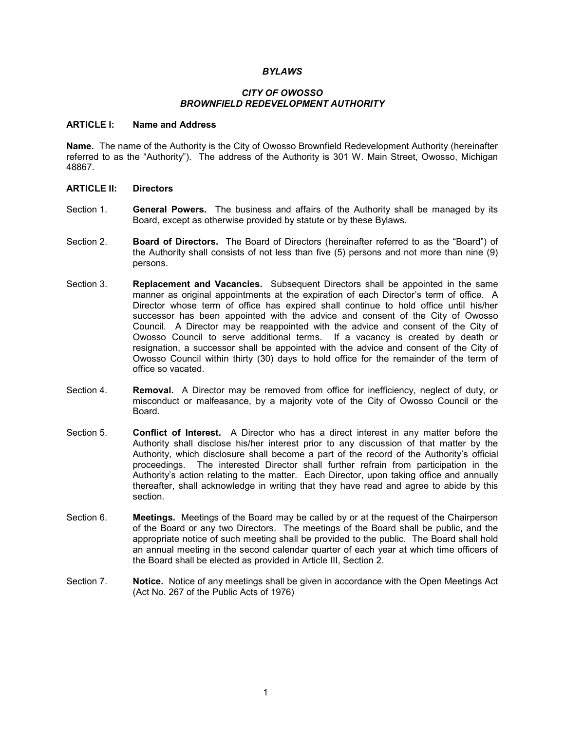# *BYLAWS*

## *CITY OF OWOSSO*
## *BROWNFIELD REDEVELOPMENT AUTHORITY*

### ARTICLE I: Name and Address

**Name.** The name of the Authority is the City of Owosso Brownfield Redevelopment Authority (hereinafter referred to as the "Authority"). The address of the Authority is 301 W. Main Street, Owosso, Michigan 48867.

### ARTICLE II: Directors

Section 1. **General Powers.** The business and affairs of the Authority shall be managed by its Board, except as otherwise provided by statute or by these Bylaws.

Section 2. **Board of Directors.** The Board of Directors (hereinafter referred to as the "Board") of the Authority shall consists of not less than five (5) persons and not more than nine (9) persons.

Section 3. **Replacement and Vacancies.** Subsequent Directors shall be appointed in the same manner as original appointments at the expiration of each Director's term of office. A Director whose term of office has expired shall continue to hold office until his/her successor has been appointed with the advice and consent of the City of Owosso Council. A Director may be reappointed with the advice and consent of the City of Owosso Council to serve additional terms. If a vacancy is created by death or resignation, a successor shall be appointed with the advice and consent of the City of Owosso Council within thirty (30) days to hold office for the remainder of the term of office so vacated.

Section 4. **Removal.** A Director may be removed from office for inefficiency, neglect of duty, or misconduct or malfeasance, by a majority vote of the City of Owosso Council or the Board.

Section 5. **Conflict of Interest.** A Director who has a direct interest in any matter before the Authority shall disclose his/her interest prior to any discussion of that matter by the Authority, which disclosure shall become a part of the record of the Authority's official proceedings. The interested Director shall further refrain from participation in the Authority's action relating to the matter. Each Director, upon taking office and annually thereafter, shall acknowledge in writing that they have read and agree to abide by this section.

Section 6. **Meetings.** Meetings of the Board may be called by or at the request of the Chairperson of the Board or any two Directors. The meetings of the Board shall be public, and the appropriate notice of such meeting shall be provided to the public. The Board shall hold an annual meeting in the second calendar quarter of each year at which time officers of the Board shall be elected as provided in Article III, Section 2.

Section 7. **Notice.** Notice of any meetings shall be given in accordance with the Open Meetings Act (Act No. 267 of the Public Acts of 1976)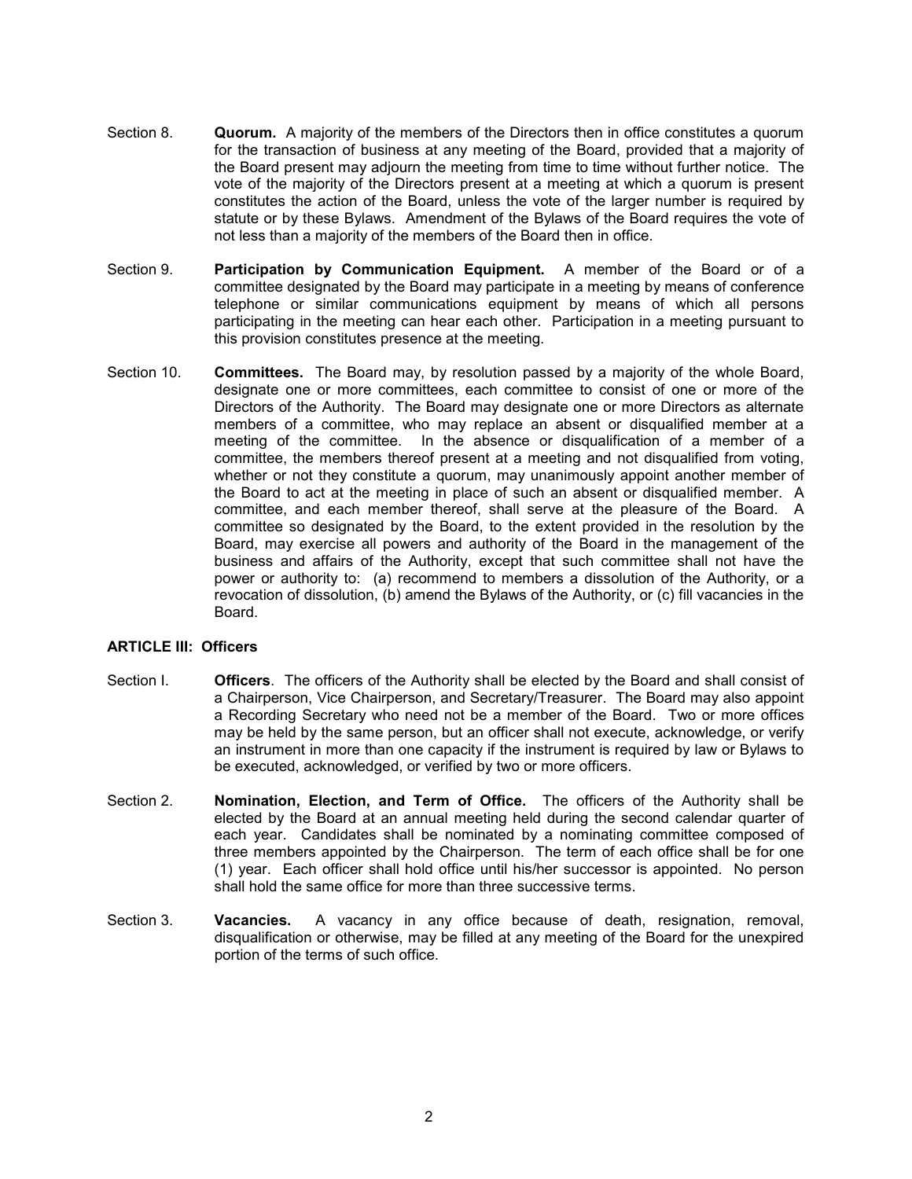Section 8. **Quorum.** A majority of the members of the Directors then in office constitutes a quorum for the transaction of business at any meeting of the Board, provided that a majority of the Board present may adjourn the meeting from time to time without further notice. The vote of the majority of the Directors present at a meeting at which a quorum is present constitutes the action of the Board, unless the vote of the larger number is required by statute or by these Bylaws. Amendment of the Bylaws of the Board requires the vote of not less than a majority of the members of the Board then in office.

Section 9. **Participation by Communication Equipment.** A member of the Board or of a committee designated by the Board may participate in a meeting by means of conference telephone or similar communications equipment by means of which all persons participating in the meeting can hear each other. Participation in a meeting pursuant to this provision constitutes presence at the meeting.

Section 10. **Committees.** The Board may, by resolution passed by a majority of the whole Board, designate one or more committees, each committee to consist of one or more of the Directors of the Authority. The Board may designate one or more Directors as alternate members of a committee, who may replace an absent or disqualified member at a meeting of the committee. In the absence or disqualification of a member of a committee, the members thereof present at a meeting and not disqualified from voting, whether or not they constitute a quorum, may unanimously appoint another member of the Board to act at the meeting in place of such an absent or disqualified member. A committee, and each member thereof, shall serve at the pleasure of the Board. A committee so designated by the Board, to the extent provided in the resolution by the Board, may exercise all powers and authority of the Board in the management of the business and affairs of the Authority, except that such committee shall not have the power or authority to: (a) recommend to members a dissolution of the Authority, or a revocation of dissolution, (b) amend the Bylaws of the Authority, or (c) fill vacancies in the Board.

## ARTICLE III: Officers

Section I. **Officers**. The officers of the Authority shall be elected by the Board and shall consist of a Chairperson, Vice Chairperson, and Secretary/Treasurer. The Board may also appoint a Recording Secretary who need not be a member of the Board. Two or more offices may be held by the same person, but an officer shall not execute, acknowledge, or verify an instrument in more than one capacity if the instrument is required by law or Bylaws to be executed, acknowledged, or verified by two or more officers.

Section 2. **Nomination, Election, and Term of Office.** The officers of the Authority shall be elected by the Board at an annual meeting held during the second calendar quarter of each year. Candidates shall be nominated by a nominating committee composed of three members appointed by the Chairperson. The term of each office shall be for one (1) year. Each officer shall hold office until his/her successor is appointed. No person shall hold the same office for more than three successive terms.

Section 3. **Vacancies.** A vacancy in any office because of death, resignation, removal, disqualification or otherwise, may be filled at any meeting of the Board for the unexpired portion of the terms of such office.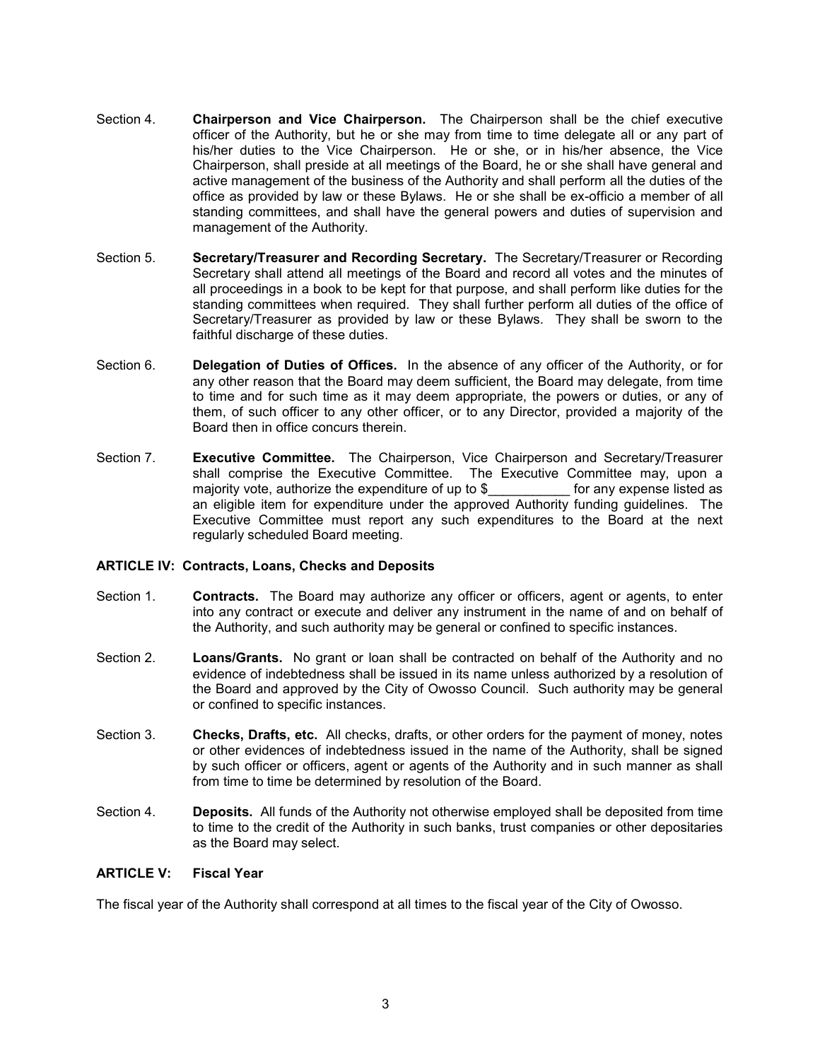Section 4. **Chairperson and Vice Chairperson.** The Chairperson shall be the chief executive officer of the Authority, but he or she may from time to time delegate all or any part of his/her duties to the Vice Chairperson. He or she, or in his/her absence, the Vice Chairperson, shall preside at all meetings of the Board, he or she shall have general and active management of the business of the Authority and shall perform all the duties of the office as provided by law or these Bylaws. He or she shall be ex-officio a member of all standing committees, and shall have the general powers and duties of supervision and management of the Authority.

Section 5. **Secretary/Treasurer and Recording Secretary.** The Secretary/Treasurer or Recording Secretary shall attend all meetings of the Board and record all votes and the minutes of all proceedings in a book to be kept for that purpose, and shall perform like duties for the standing committees when required. They shall further perform all duties of the office of Secretary/Treasurer as provided by law or these Bylaws. They shall be sworn to the faithful discharge of these duties.

Section 6. **Delegation of Duties of Offices.** In the absence of any officer of the Authority, or for any other reason that the Board may deem sufficient, the Board may delegate, from time to time and for such time as it may deem appropriate, the powers or duties, or any of them, of such officer to any other officer, or to any Director, provided a majority of the Board then in office concurs therein.

Section 7. **Executive Committee.** The Chairperson, Vice Chairperson and Secretary/Treasurer shall comprise the Executive Committee. The Executive Committee may, upon a majority vote, authorize the expenditure of up to $___________ for any expense listed as an eligible item for expenditure under the approved Authority funding guidelines. The Executive Committee must report any such expenditures to the Board at the next regularly scheduled Board meeting.

### ARTICLE IV: Contracts, Loans, Checks and Deposits

Section 1. **Contracts.** The Board may authorize any officer or officers, agent or agents, to enter into any contract or execute and deliver any instrument in the name of and on behalf of the Authority, and such authority may be general or confined to specific instances.

Section 2. **Loans/Grants.** No grant or loan shall be contracted on behalf of the Authority and no evidence of indebtedness shall be issued in its name unless authorized by a resolution of the Board and approved by the City of Owosso Council. Such authority may be general or confined to specific instances.

Section 3. **Checks, Drafts, etc.** All checks, drafts, or other orders for the payment of money, notes or other evidences of indebtedness issued in the name of the Authority, shall be signed by such officer or officers, agent or agents of the Authority and in such manner as shall from time to time be determined by resolution of the Board.

Section 4. **Deposits.** All funds of the Authority not otherwise employed shall be deposited from time to time to the credit of the Authority in such banks, trust companies or other depositaries as the Board may select.

### ARTICLE V: Fiscal Year

The fiscal year of the Authority shall correspond at all times to the fiscal year of the City of Owosso.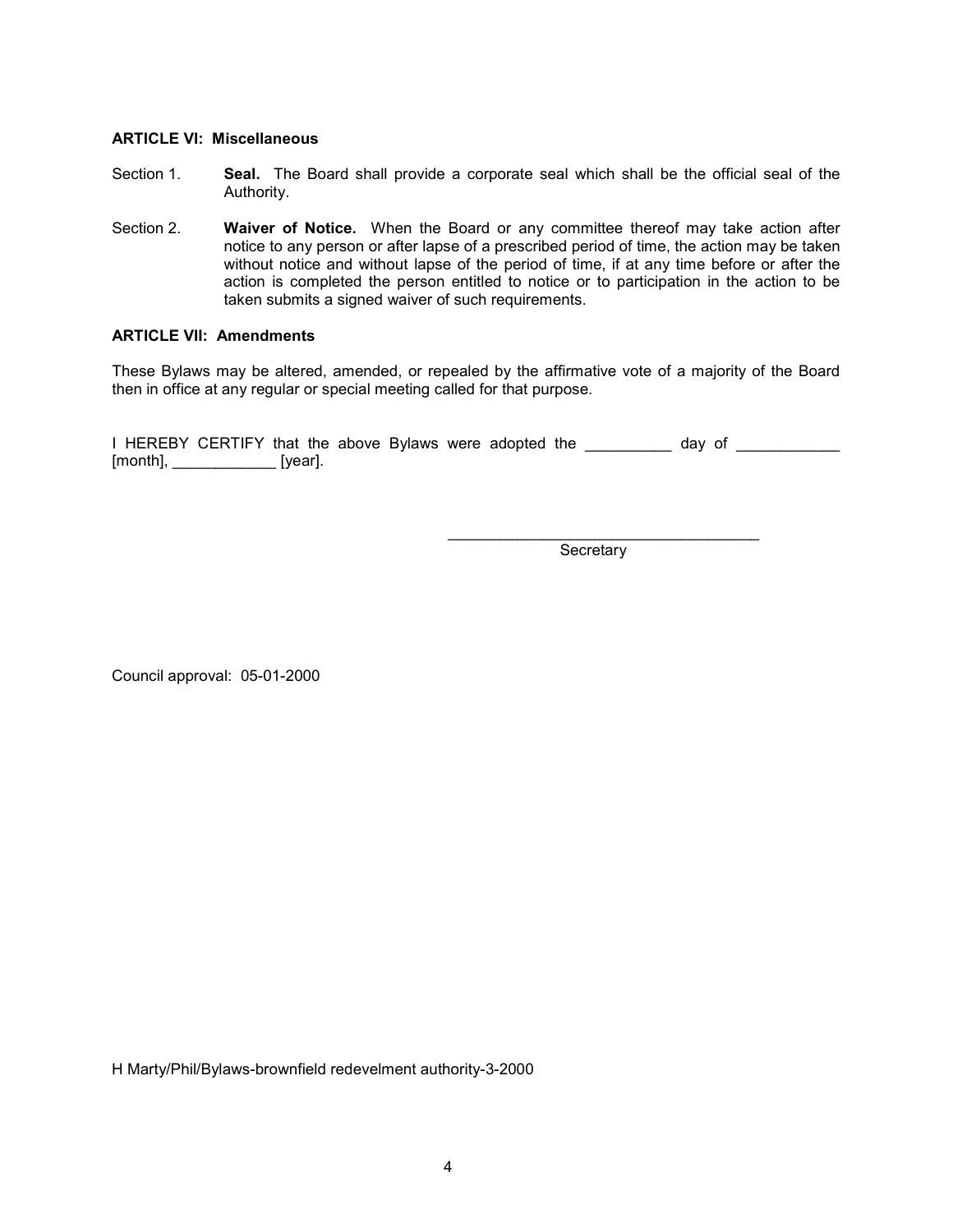**ARTICLE VI: Miscellaneous**

Section 1. **Seal.** The Board shall provide a corporate seal which shall be the official seal of the Authority.

Section 2. **Waiver of Notice.** When the Board or any committee thereof may take action after notice to any person or after lapse of a prescribed period of time, the action may be taken without notice and without lapse of the period of time, if at any time before or after the action is completed the person entitled to notice or to participation in the action to be taken submits a signed waiver of such requirements.

**ARTICLE VII: Amendments**

These Bylaws may be altered, amended, or repealed by the affirmative vote of a majority of the Board then in office at any regular or special meeting called for that purpose.

I HEREBY CERTIFY that the above Bylaws were adopted the __________ day of ____________ [month], ____________ [year].

_____________________________________
Secretary

Council approval: 05-01-2000

H Marty/Phil/Bylaws-brownfield redevelment authority-3-2000